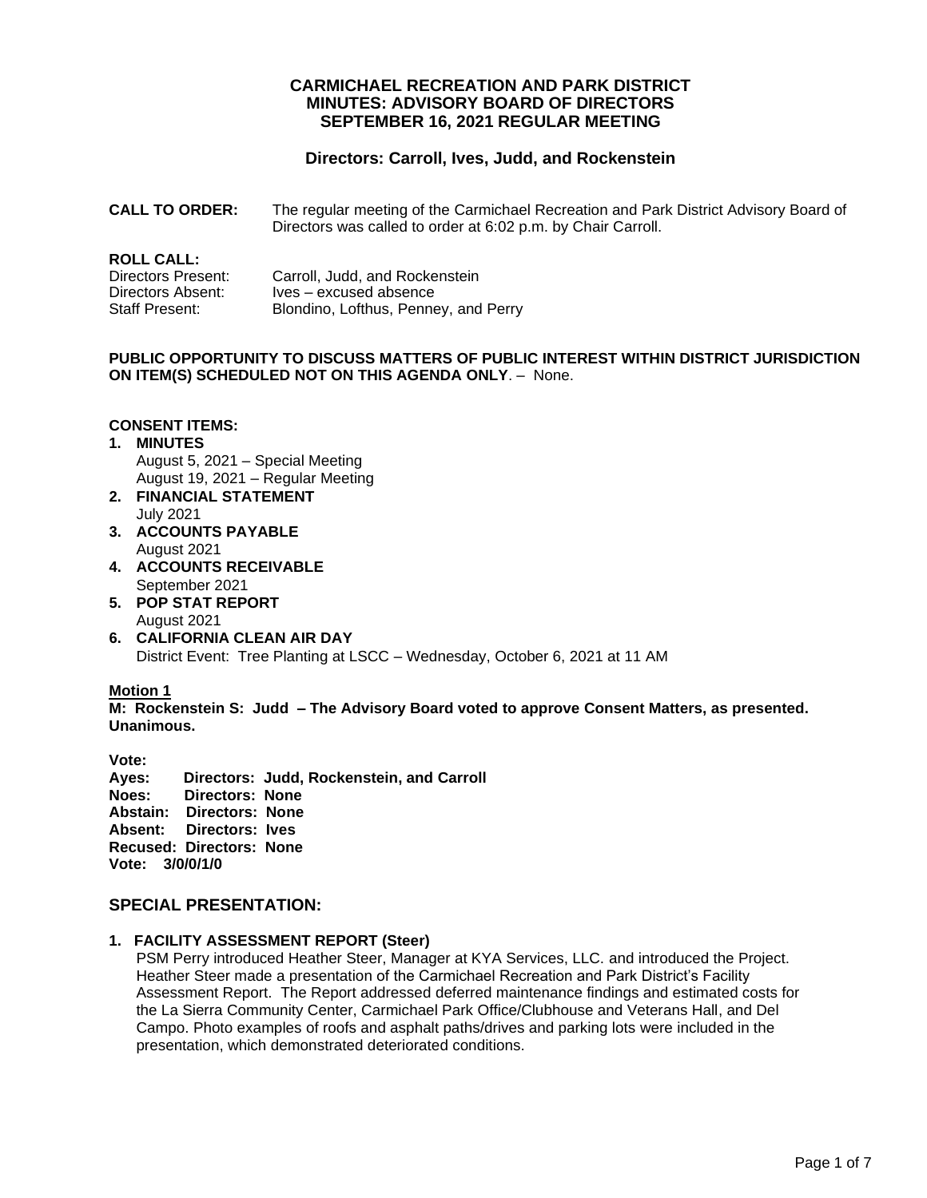# CARMICHAEL RECREATION AND PARK DISTRICT
# MINUTES: ADVISORY BOARD OF DIRECTORS
# SEPTEMBER 16, 2021 REGULAR MEETING

### Directors: Carroll, Ives, Judd, and Rockenstein

**CALL TO ORDER:** The regular meeting of the Carmichael Recreation and Park District Advisory Board of Directors was called to order at 6:02 p.m. by Chair Carroll.

**ROLL CALL:**
Directors Present: Carroll, Judd, and Rockenstein
Directors Absent: Ives – excused absence
Staff Present: Blondino, Lofthus, Penney, and Perry

**PUBLIC OPPORTUNITY TO DISCUSS MATTERS OF PUBLIC INTEREST WITHIN DISTRICT JURISDICTION ON ITEM(S) SCHEDULED NOT ON THIS AGENDA ONLY**. – None.

**CONSENT ITEMS:**

1. **MINUTES**
   August 5, 2021 – Special Meeting
   August 19, 2021 – Regular Meeting
2. **FINANCIAL STATEMENT**
   July 2021
3. **ACCOUNTS PAYABLE**
   August 2021
4. **ACCOUNTS RECEIVABLE**
   September 2021
5. **POP STAT REPORT**
   August 2021
6. **CALIFORNIA CLEAN AIR DAY**
   District Event: Tree Planting at LSCC – Wednesday, October 6, 2021 at 11 AM

**Motion 1**
**M: Rockenstein S: Judd – The Advisory Board voted to approve Consent Matters, as presented. Unanimous.**

**Vote:**
**Ayes: Directors: Judd, Rockenstein, and Carroll**
**Noes: Directors: None**
**Abstain: Directors: None**
**Absent: Directors: Ives**
**Recused: Directors: None**
**Vote: 3/0/0/1/0**

## SPECIAL PRESENTATION:

1. **FACILITY ASSESSMENT REPORT (Steer)**
   PSM Perry introduced Heather Steer, Manager at KYA Services, LLC. and introduced the Project. Heather Steer made a presentation of the Carmichael Recreation and Park District's Facility Assessment Report. The Report addressed deferred maintenance findings and estimated costs for the La Sierra Community Center, Carmichael Park Office/Clubhouse and Veterans Hall, and Del Campo. Photo examples of roofs and asphalt paths/drives and parking lots were included in the presentation, which demonstrated deteriorated conditions.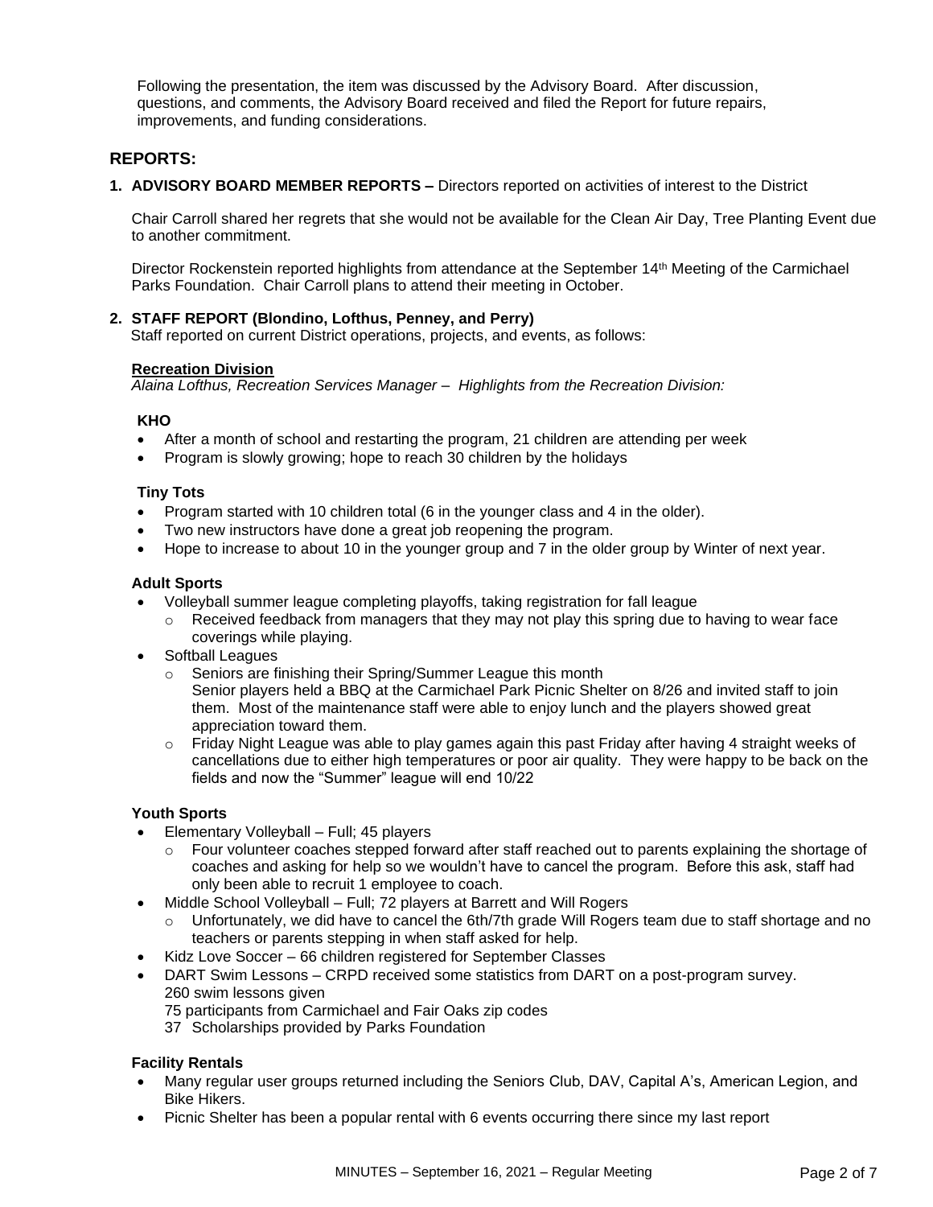Following the presentation, the item was discussed by the Advisory Board. After discussion, questions, and comments, the Advisory Board received and filed the Report for future repairs, improvements, and funding considerations.

## REPORTS:

**1. ADVISORY BOARD MEMBER REPORTS –** Directors reported on activities of interest to the District

Chair Carroll shared her regrets that she would not be available for the Clean Air Day, Tree Planting Event due to another commitment.

Director Rockenstein reported highlights from attendance at the September 14th Meeting of the Carmichael Parks Foundation. Chair Carroll plans to attend their meeting in October.

**2. STAFF REPORT (Blondino, Lofthus, Penney, and Perry)**

Staff reported on current District operations, projects, and events, as follows:

**Recreation Division**

*Alaina Lofthus, Recreation Services Manager – Highlights from the Recreation Division:*

**KHO**

- After a month of school and restarting the program, 21 children are attending per week
- Program is slowly growing; hope to reach 30 children by the holidays

**Tiny Tots**

- Program started with 10 children total (6 in the younger class and 4 in the older).
- Two new instructors have done a great job reopening the program.
- Hope to increase to about 10 in the younger group and 7 in the older group by Winter of next year.

**Adult Sports**

- Volleyball summer league completing playoffs, taking registration for fall league
  - Received feedback from managers that they may not play this spring due to having to wear face coverings while playing.
- Softball Leagues
  - Seniors are finishing their Spring/Summer League this month
    Senior players held a BBQ at the Carmichael Park Picnic Shelter on 8/26 and invited staff to join them. Most of the maintenance staff were able to enjoy lunch and the players showed great appreciation toward them.
  - Friday Night League was able to play games again this past Friday after having 4 straight weeks of cancellations due to either high temperatures or poor air quality. They were happy to be back on the fields and now the "Summer" league will end 10/22

**Youth Sports**

- Elementary Volleyball – Full; 45 players
  - Four volunteer coaches stepped forward after staff reached out to parents explaining the shortage of coaches and asking for help so we wouldn't have to cancel the program. Before this ask, staff had only been able to recruit 1 employee to coach.
- Middle School Volleyball – Full; 72 players at Barrett and Will Rogers
  - Unfortunately, we did have to cancel the 6th/7th grade Will Rogers team due to staff shortage and no teachers or parents stepping in when staff asked for help.
- Kidz Love Soccer – 66 children registered for September Classes
- DART Swim Lessons – CRPD received some statistics from DART on a post-program survey.
  260 swim lessons given
  75 participants from Carmichael and Fair Oaks zip codes
  37 Scholarships provided by Parks Foundation

**Facility Rentals**

- Many regular user groups returned including the Seniors Club, DAV, Capital A's, American Legion, and Bike Hikers.
- Picnic Shelter has been a popular rental with 6 events occurring there since my last report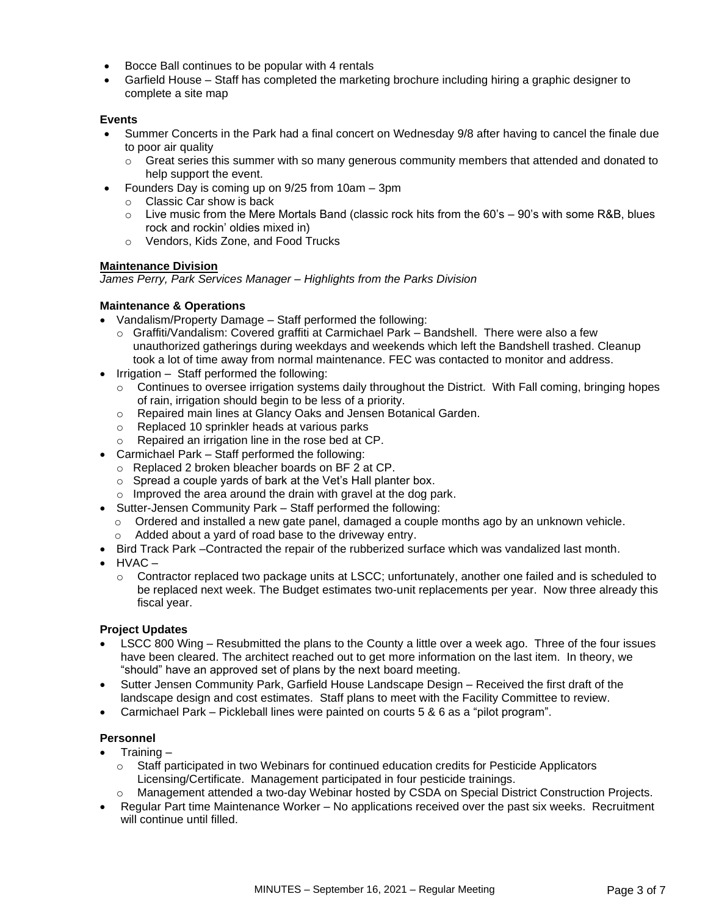- Bocce Ball continues to be popular with 4 rentals
- Garfield House – Staff has completed the marketing brochure including hiring a graphic designer to complete a site map

**Events**

- Summer Concerts in the Park had a final concert on Wednesday 9/8 after having to cancel the finale due to poor air quality
  - Great series this summer with so many generous community members that attended and donated to help support the event.
- Founders Day is coming up on 9/25 from 10am – 3pm
  - Classic Car show is back
  - Live music from the Mere Mortals Band (classic rock hits from the 60's – 90's with some R&B, blues rock and rockin' oldies mixed in)
  - Vendors, Kids Zone, and Food Trucks

**Maintenance Division**

*James Perry, Park Services Manager – Highlights from the Parks Division*

**Maintenance & Operations**

- Vandalism/Property Damage – Staff performed the following:
  - Graffiti/Vandalism: Covered graffiti at Carmichael Park – Bandshell. There were also a few unauthorized gatherings during weekdays and weekends which left the Bandshell trashed. Cleanup took a lot of time away from normal maintenance. FEC was contacted to monitor and address.
- Irrigation – Staff performed the following:
  - Continues to oversee irrigation systems daily throughout the District. With Fall coming, bringing hopes of rain, irrigation should begin to be less of a priority.
  - Repaired main lines at Glancy Oaks and Jensen Botanical Garden.
  - Replaced 10 sprinkler heads at various parks
  - Repaired an irrigation line in the rose bed at CP.
- Carmichael Park – Staff performed the following:
  - Replaced 2 broken bleacher boards on BF 2 at CP.
  - Spread a couple yards of bark at the Vet's Hall planter box.
  - Improved the area around the drain with gravel at the dog park.
- Sutter-Jensen Community Park – Staff performed the following:
  - Ordered and installed a new gate panel, damaged a couple months ago by an unknown vehicle.
  - Added about a yard of road base to the driveway entry.
- Bird Track Park –Contracted the repair of the rubberized surface which was vandalized last month.
- HVAC –
  - Contractor replaced two package units at LSCC; unfortunately, another one failed and is scheduled to be replaced next week. The Budget estimates two-unit replacements per year. Now three already this fiscal year.

**Project Updates**

- LSCC 800 Wing – Resubmitted the plans to the County a little over a week ago. Three of the four issues have been cleared. The architect reached out to get more information on the last item. In theory, we "should" have an approved set of plans by the next board meeting.
- Sutter Jensen Community Park, Garfield House Landscape Design – Received the first draft of the landscape design and cost estimates. Staff plans to meet with the Facility Committee to review.
- Carmichael Park – Pickleball lines were painted on courts 5 & 6 as a "pilot program".

**Personnel**

- Training –
  - Staff participated in two Webinars for continued education credits for Pesticide Applicators Licensing/Certificate. Management participated in four pesticide trainings.
  - Management attended a two-day Webinar hosted by CSDA on Special District Construction Projects.
- Regular Part time Maintenance Worker – No applications received over the past six weeks. Recruitment will continue until filled.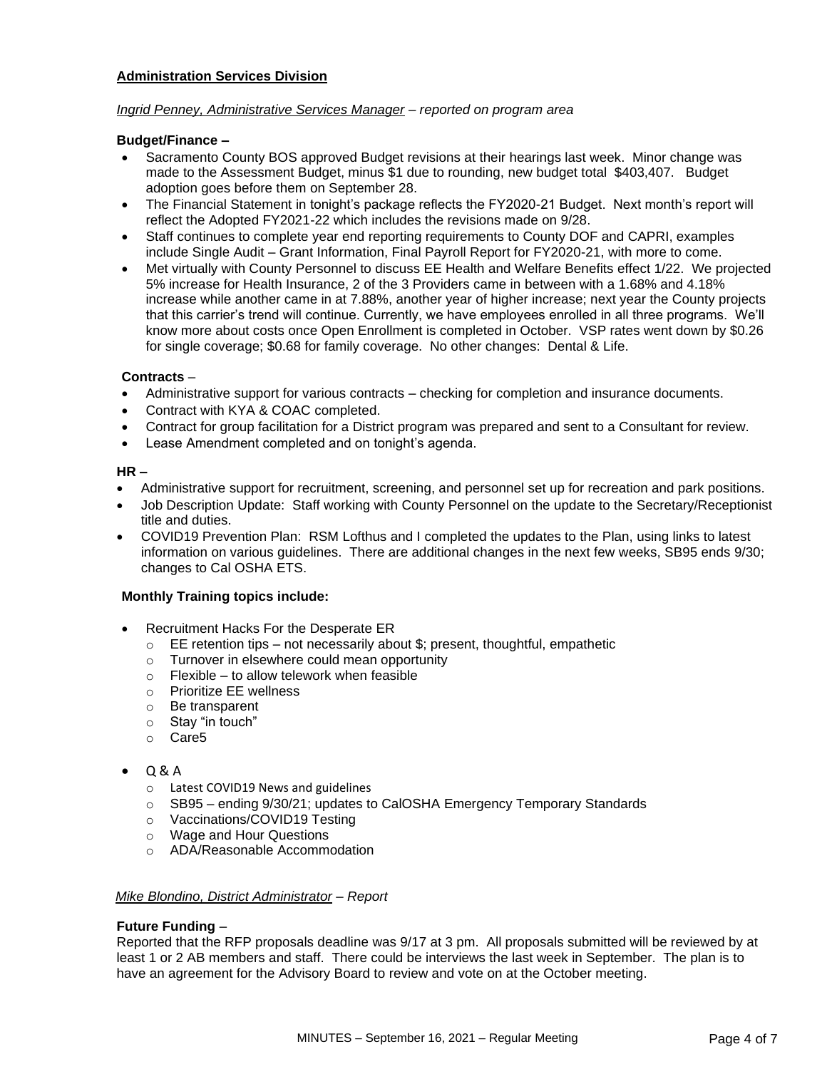**Administration Services Division**

*Ingrid Penney, Administrative Services Manager – reported on program area*

**Budget/Finance –**

- Sacramento County BOS approved Budget revisions at their hearings last week. Minor change was made to the Assessment Budget, minus $1 due to rounding, new budget total $403,407. Budget adoption goes before them on September 28.
- The Financial Statement in tonight's package reflects the FY2020-21 Budget. Next month's report will reflect the Adopted FY2021-22 which includes the revisions made on 9/28.
- Staff continues to complete year end reporting requirements to County DOF and CAPRI, examples include Single Audit – Grant Information, Final Payroll Report for FY2020-21, with more to come.
- Met virtually with County Personnel to discuss EE Health and Welfare Benefits effect 1/22. We projected 5% increase for Health Insurance, 2 of the 3 Providers came in between with a 1.68% and 4.18% increase while another came in at 7.88%, another year of higher increase; next year the County projects that this carrier's trend will continue. Currently, we have employees enrolled in all three programs. We'll know more about costs once Open Enrollment is completed in October. VSP rates went down by $0.26 for single coverage; $0.68 for family coverage. No other changes: Dental & Life.

**Contracts** –

- Administrative support for various contracts – checking for completion and insurance documents.
- Contract with KYA & COAC completed.
- Contract for group facilitation for a District program was prepared and sent to a Consultant for review.
- Lease Amendment completed and on tonight's agenda.

**HR –**

- Administrative support for recruitment, screening, and personnel set up for recreation and park positions.
- Job Description Update: Staff working with County Personnel on the update to the Secretary/Receptionist title and duties.
- COVID19 Prevention Plan: RSM Lofthus and I completed the updates to the Plan, using links to latest information on various guidelines. There are additional changes in the next few weeks, SB95 ends 9/30; changes to Cal OSHA ETS.

**Monthly Training topics include:**

- Recruitment Hacks For the Desperate ER
  - EE retention tips – not necessarily about $; present, thoughtful, empathetic
  - Turnover in elsewhere could mean opportunity
  - Flexible – to allow telework when feasible
  - Prioritize EE wellness
  - Be transparent
  - Stay "in touch"
  - Care5
- Q & A
  - Latest COVID19 News and guidelines
  - SB95 – ending 9/30/21; updates to CalOSHA Emergency Temporary Standards
  - Vaccinations/COVID19 Testing
  - Wage and Hour Questions
  - ADA/Reasonable Accommodation

*Mike Blondino, District Administrator – Report*

**Future Funding** –

Reported that the RFP proposals deadline was 9/17 at 3 pm. All proposals submitted will be reviewed by at least 1 or 2 AB members and staff. There could be interviews the last week in September. The plan is to have an agreement for the Advisory Board to review and vote on at the October meeting.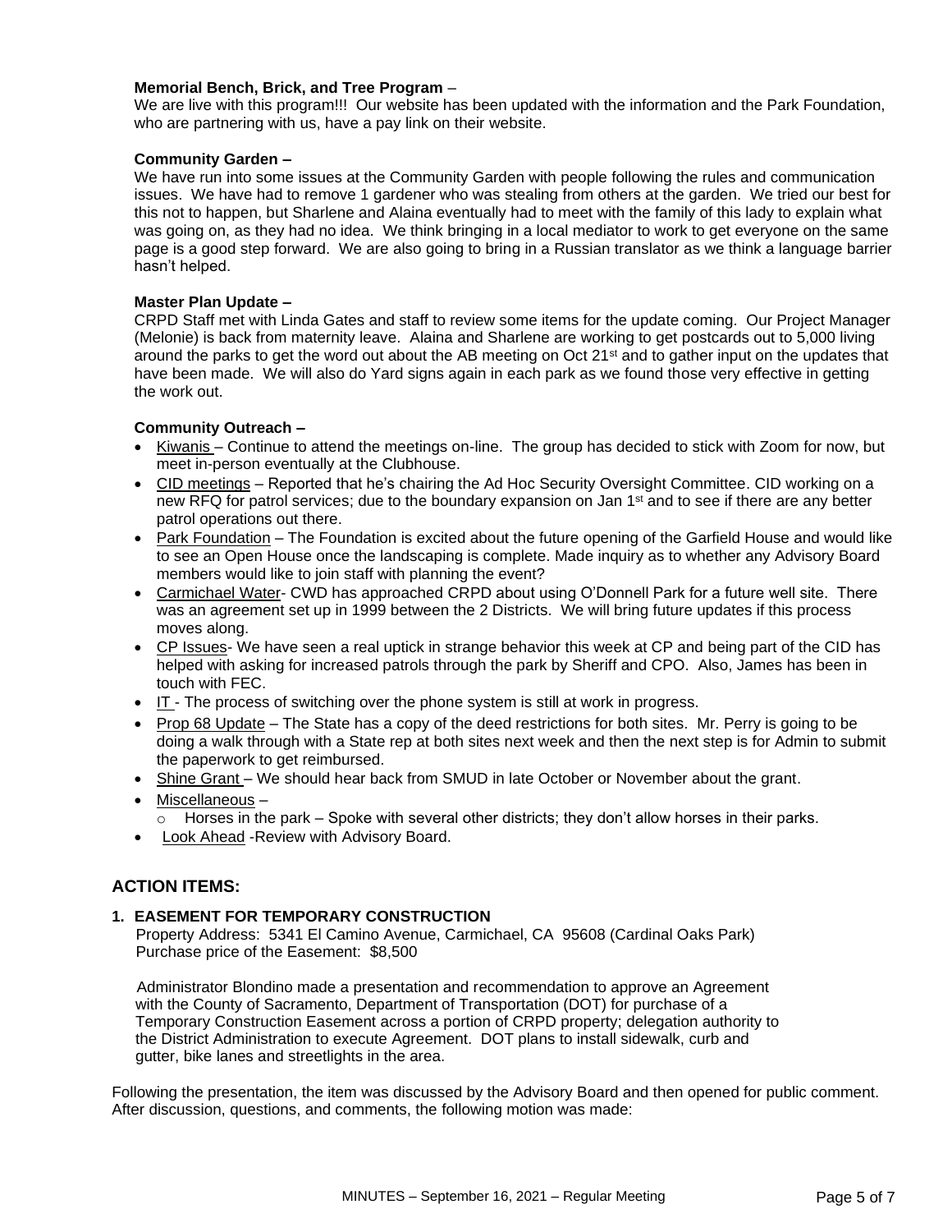**Memorial Bench, Brick, and Tree Program** –
We are live with this program!!! Our website has been updated with the information and the Park Foundation, who are partnering with us, have a pay link on their website.

**Community Garden –**
We have run into some issues at the Community Garden with people following the rules and communication issues. We have had to remove 1 gardener who was stealing from others at the garden. We tried our best for this not to happen, but Sharlene and Alaina eventually had to meet with the family of this lady to explain what was going on, as they had no idea. We think bringing in a local mediator to work to get everyone on the same page is a good step forward. We are also going to bring in a Russian translator as we think a language barrier hasn't helped.

**Master Plan Update –**
CRPD Staff met with Linda Gates and staff to review some items for the update coming. Our Project Manager (Melonie) is back from maternity leave. Alaina and Sharlene are working to get postcards out to 5,000 living around the parks to get the word out about the AB meeting on Oct 21st and to gather input on the updates that have been made. We will also do Yard signs again in each park as we found those very effective in getting the work out.

**Community Outreach –**

- Kiwanis – Continue to attend the meetings on-line. The group has decided to stick with Zoom for now, but meet in-person eventually at the Clubhouse.
- CID meetings – Reported that he's chairing the Ad Hoc Security Oversight Committee. CID working on a new RFQ for patrol services; due to the boundary expansion on Jan 1st and to see if there are any better patrol operations out there.
- Park Foundation – The Foundation is excited about the future opening of the Garfield House and would like to see an Open House once the landscaping is complete. Made inquiry as to whether any Advisory Board members would like to join staff with planning the event?
- Carmichael Water- CWD has approached CRPD about using O'Donnell Park for a future well site. There was an agreement set up in 1999 between the 2 Districts. We will bring future updates if this process moves along.
- CP Issues- We have seen a real uptick in strange behavior this week at CP and being part of the CID has helped with asking for increased patrols through the park by Sheriff and CPO. Also, James has been in touch with FEC.
- IT - The process of switching over the phone system is still at work in progress.
- Prop 68 Update – The State has a copy of the deed restrictions for both sites. Mr. Perry is going to be doing a walk through with a State rep at both sites next week and then the next step is for Admin to submit the paperwork to get reimbursed.
- Shine Grant – We should hear back from SMUD in late October or November about the grant.
- Miscellaneous –
  - Horses in the park – Spoke with several other districts; they don't allow horses in their parks.
- Look Ahead -Review with Advisory Board.

## ACTION ITEMS:

**1. EASEMENT FOR TEMPORARY CONSTRUCTION**

Property Address: 5341 El Camino Avenue, Carmichael, CA 95608 (Cardinal Oaks Park)
Purchase price of the Easement: $8,500

Administrator Blondino made a presentation and recommendation to approve an Agreement with the County of Sacramento, Department of Transportation (DOT) for purchase of a Temporary Construction Easement across a portion of CRPD property; delegation authority to the District Administration to execute Agreement. DOT plans to install sidewalk, curb and gutter, bike lanes and streetlights in the area.

Following the presentation, the item was discussed by the Advisory Board and then opened for public comment. After discussion, questions, and comments, the following motion was made: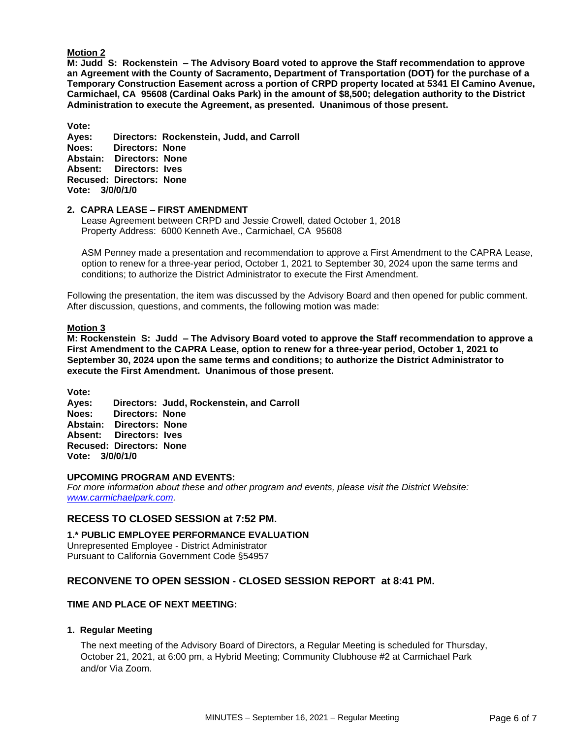**Motion 2**

**M: Judd S: Rockenstein – The Advisory Board voted to approve the Staff recommendation to approve an Agreement with the County of Sacramento, Department of Transportation (DOT) for the purchase of a Temporary Construction Easement across a portion of CRPD property located at 5341 El Camino Avenue, Carmichael, CA 95608 (Cardinal Oaks Park) in the amount of $8,500; delegation authority to the District Administration to execute the Agreement, as presented. Unanimous of those present.**

**Vote:**
**Ayes: Directors: Rockenstein, Judd, and Carroll**
**Noes: Directors: None**
**Abstain: Directors: None**
**Absent: Directors: Ives**
**Recused: Directors: None**
**Vote: 3/0/0/1/0**

**2. CAPRA LEASE – FIRST AMENDMENT**

Lease Agreement between CRPD and Jessie Crowell, dated October 1, 2018
Property Address: 6000 Kenneth Ave., Carmichael, CA 95608

ASM Penney made a presentation and recommendation to approve a First Amendment to the CAPRA Lease, option to renew for a three-year period, October 1, 2021 to September 30, 2024 upon the same terms and conditions; to authorize the District Administrator to execute the First Amendment.

Following the presentation, the item was discussed by the Advisory Board and then opened for public comment. After discussion, questions, and comments, the following motion was made:

**Motion 3**

**M: Rockenstein S: Judd – The Advisory Board voted to approve the Staff recommendation to approve a First Amendment to the CAPRA Lease, option to renew for a three-year period, October 1, 2021 to September 30, 2024 upon the same terms and conditions; to authorize the District Administrator to execute the First Amendment. Unanimous of those present.**

**Vote:**
**Ayes: Directors: Judd, Rockenstein, and Carroll**
**Noes: Directors: None**
**Abstain: Directors: None**
**Absent: Directors: Ives**
**Recused: Directors: None**
**Vote: 3/0/0/1/0**

**UPCOMING PROGRAM AND EVENTS:**

*For more information about these and other program and events, please visit the District Website: www.carmichaelpark.com.*

## RECESS TO CLOSED SESSION at 7:52 PM.

**1.\* PUBLIC EMPLOYEE PERFORMANCE EVALUATION**

Unrepresented Employee - District Administrator
Pursuant to California Government Code §54957

## RECONVENE TO OPEN SESSION - CLOSED SESSION REPORT at 8:41 PM.

**TIME AND PLACE OF NEXT MEETING:**

**1. Regular Meeting**

The next meeting of the Advisory Board of Directors, a Regular Meeting is scheduled for Thursday, October 21, 2021, at 6:00 pm, a Hybrid Meeting; Community Clubhouse #2 at Carmichael Park and/or Via Zoom.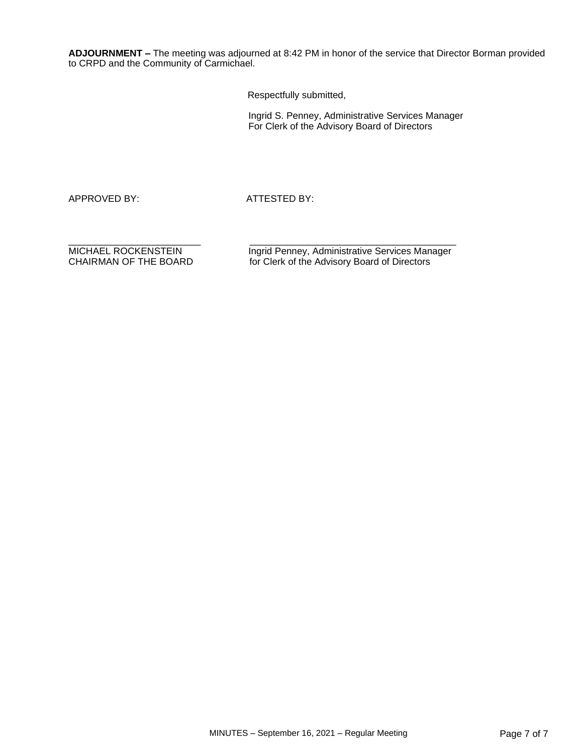**ADJOURNMENT –** The meeting was adjourned at 8:42 PM in honor of the service that Director Borman provided to CRPD and the Community of Carmichael.

Respectfully submitted,

Ingrid S. Penney, Administrative Services Manager
For Clerk of the Advisory Board of Directors

APPROVED BY: ATTESTED BY:

| | |
|---|---|
| _________________________ | ________________________________________ |
| MICHAEL ROCKENSTEIN<br>CHAIRMAN OF THE BOARD | Ingrid Penney, Administrative Services Manager<br>for Clerk of the Advisory Board of Directors |